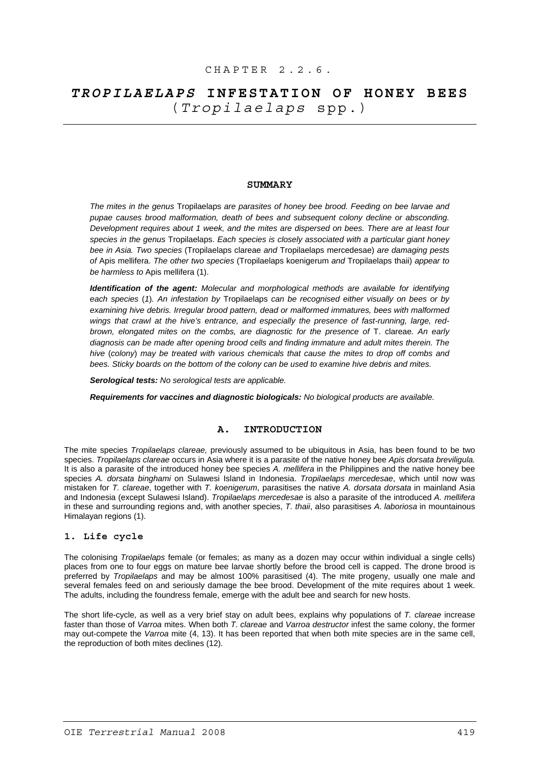CHAPTER 2.2.6.

# *TROPILAELAPS* INFESTATION OF HONEY BEES (*Tropilaelaps* spp.)

## SUMMARY

*The mites in the genus* Tropilaelaps *are parasites of honey bee brood. Feeding on bee larvae and pupae causes brood malformation, death of bees and subsequent colony decline or absconding. Development requires about 1 week, and the mites are dispersed on bees. There are at least four species in the genus* Tropilaelaps*. Each species is closely associated with a particular giant honey bee in Asia. Two species* (Tropilaelaps clareae *and* Tropilaelaps mercedesae) *are damaging pests of* Apis mellifera*. The other two species* (Tropilaelaps koenigerum *and* Tropilaelaps thaii) *appear to be harmless to* Apis mellifera (1).

***Identification of the agent:*** *Molecular and morphological methods are available for identifying each species* (*1*)*. An infestation by* Tropilaelaps *can be recognised either visually on bees or by examining hive debris. Irregular brood pattern, dead or malformed immatures, bees with malformed wings that crawl at the hive's entrance, and especially the presence of fast-running, large, red-brown, elongated mites on the combs, are diagnostic for the presence of* T. clareae*. An early diagnosis can be made after opening brood cells and finding immature and adult mites therein. The hive* (*colony*) *may be treated with various chemicals that cause the mites to drop off combs and bees. Sticky boards on the bottom of the colony can be used to examine hive debris and mites.*

***Serological tests:*** *No serological tests are applicable.*

***Requirements for vaccines and diagnostic biologicals:*** *No biological products are available.*

## A. INTRODUCTION

The mite species *Tropilaelaps clareae,* previously assumed to be ubiquitous in Asia, has been found to be two species. *Tropilaelaps clareae* occurs in Asia where it is a parasite of the native honey bee *Apis dorsata breviligula.* It is also a parasite of the introduced honey bee species *A. mellifera* in the Philippines and the native honey bee species *A. dorsata binghami* on Sulawesi Island in Indonesia. *Tropilaelaps mercedesae*, which until now was mistaken for *T. clareae*, together with *T. koenigerum*, parasitises the native *A. dorsata dorsata* in mainland Asia and Indonesia (except Sulawesi Island). *Tropilaelaps mercedesae* is also a parasite of the introduced *A. mellifera* in these and surrounding regions and, with another species, *T. thaii*, also parasitises *A. laboriosa* in mountainous Himalayan regions (1).

### 1. Life cycle

The colonising *Tropilaelaps* female (or females; as many as a dozen may occur within individual a single cells) places from one to four eggs on mature bee larvae shortly before the brood cell is capped. The drone brood is preferred by *Tropilaelaps* and may be almost 100% parasitised (4). The mite progeny, usually one male and several females feed on and seriously damage the bee brood. Development of the mite requires about 1 week. The adults, including the foundress female, emerge with the adult bee and search for new hosts.

The short life-cycle, as well as a very brief stay on adult bees, explains why populations of *T. clareae* increase faster than those of *Varroa* mites. When both *T. clareae* and *Varroa destructor* infest the same colony, the former may out-compete the *Varroa* mite (4, 13). It has been reported that when both mite species are in the same cell, the reproduction of both mites declines (12).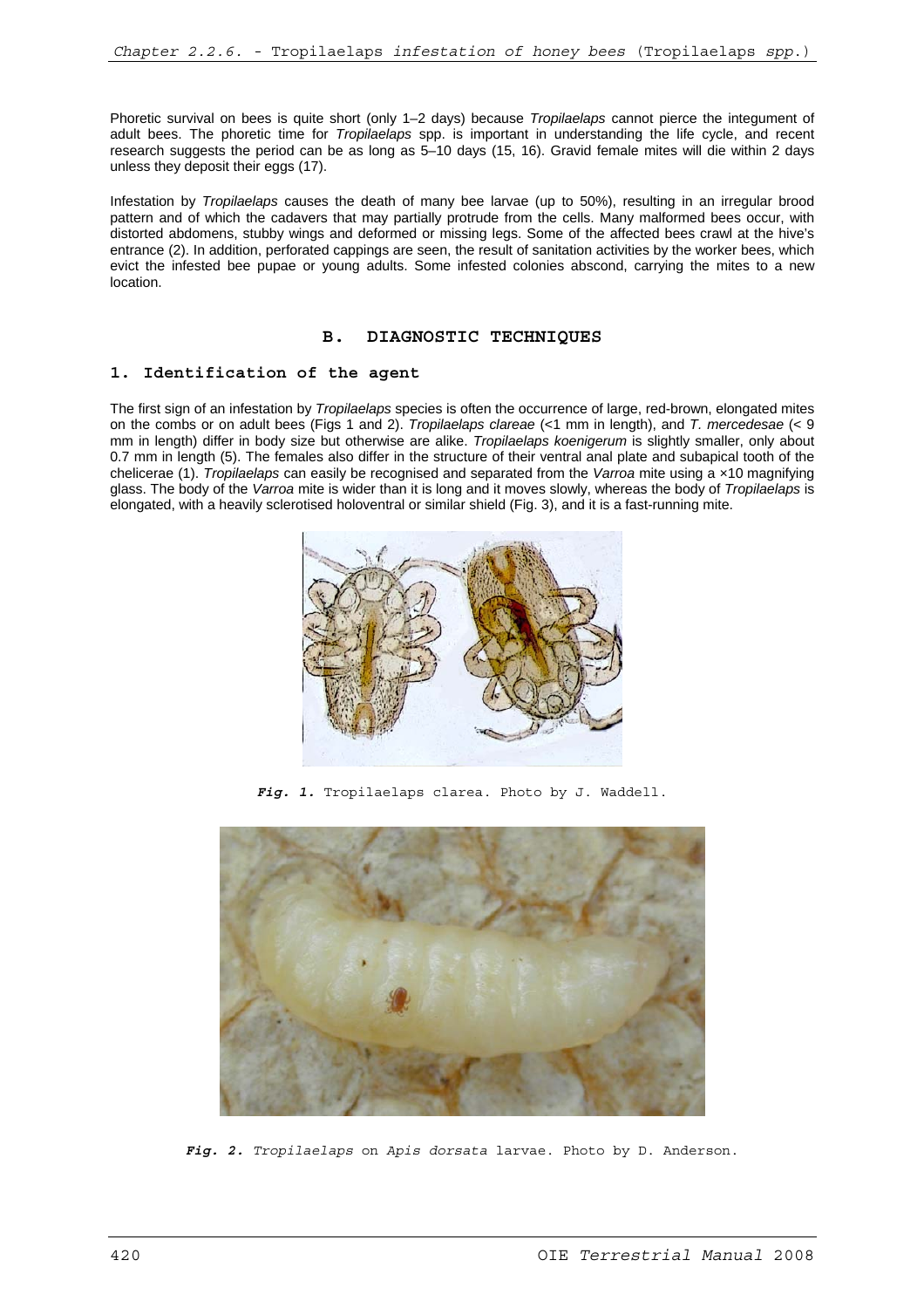Phoretic survival on bees is quite short (only 1–2 days) because *Tropilaelaps* cannot pierce the integument of adult bees. The phoretic time for *Tropilaelaps* spp. is important in understanding the life cycle, and recent research suggests the period can be as long as 5–10 days (15, 16). Gravid female mites will die within 2 days unless they deposit their eggs (17).

Infestation by *Tropilaelaps* causes the death of many bee larvae (up to 50%), resulting in an irregular brood pattern and of which the cadavers that may partially protrude from the cells. Many malformed bees occur, with distorted abdomens, stubby wings and deformed or missing legs. Some of the affected bees crawl at the hive's entrance (2). In addition, perforated cappings are seen, the result of sanitation activities by the worker bees, which evict the infested bee pupae or young adults. Some infested colonies abscond, carrying the mites to a new location.

## B. DIAGNOSTIC TECHNIQUES

### 1. Identification of the agent

The first sign of an infestation by *Tropilaelaps* species is often the occurrence of large, red-brown, elongated mites on the combs or on adult bees (Figs 1 and 2). *Tropilaelaps clareae* (<1 mm in length), and *T. mercedesae* (< 9 mm in length) differ in body size but otherwise are alike. *Tropilaelaps koenigerum* is slightly smaller, only about 0.7 mm in length (5). The females also differ in the structure of their ventral anal plate and subapical tooth of the chelicerae (1). *Tropilaelaps* can easily be recognised and separated from the *Varroa* mite using a ×10 magnifying glass. The body of the *Varroa* mite is wider than it is long and it moves slowly, whereas the body of *Tropilaelaps* is elongated, with a heavily sclerotised holoventral or similar shield (Fig. 3), and it is a fast-running mite.

***Fig. 1.*** Tropilaelaps clarea. Photo by J. Waddell.

***Fig. 2.*** *Tropilaelaps* on *Apis dorsata* larvae. Photo by D. Anderson.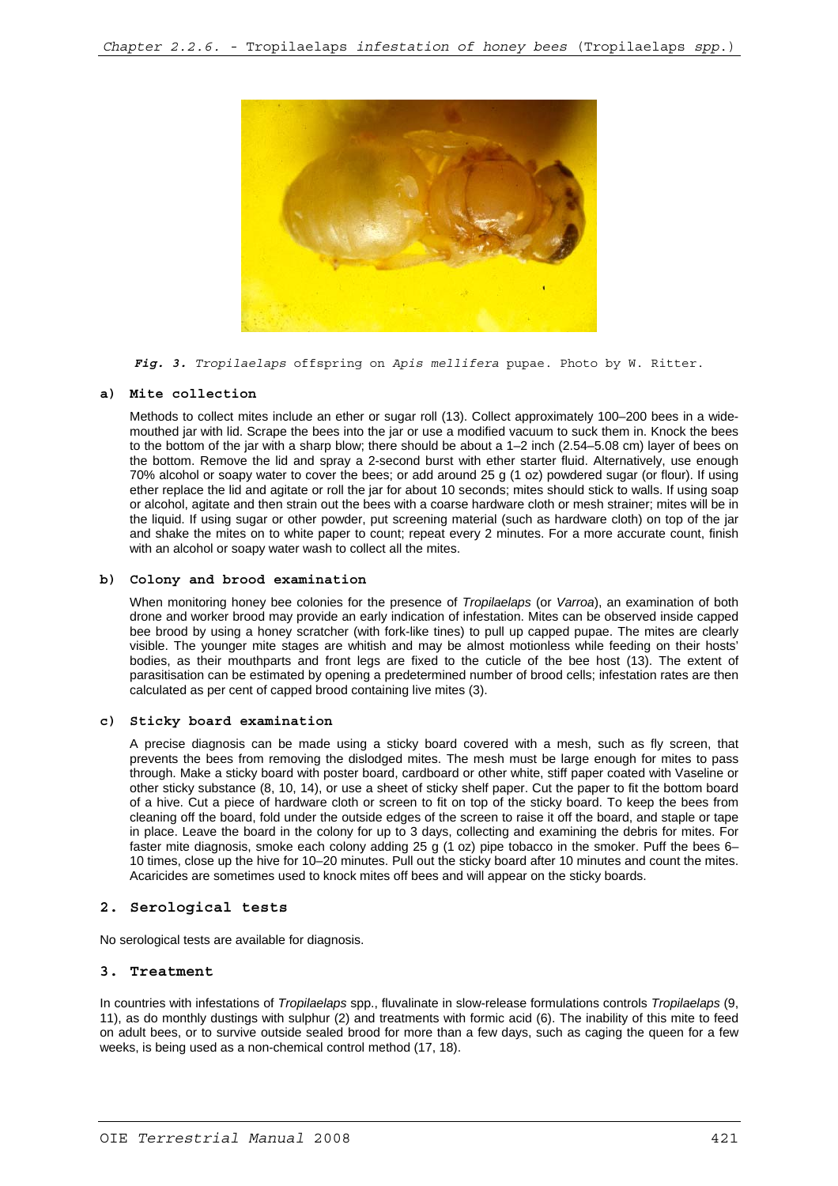*Fig. 3. Tropilaelaps* offspring on *Apis mellifera* pupae. Photo by W. Ritter.

#### a) Mite collection

Methods to collect mites include an ether or sugar roll (13). Collect approximately 100–200 bees in a wide-mouthed jar with lid. Scrape the bees into the jar or use a modified vacuum to suck them in. Knock the bees to the bottom of the jar with a sharp blow; there should be about a 1–2 inch (2.54–5.08 cm) layer of bees on the bottom. Remove the lid and spray a 2-second burst with ether starter fluid. Alternatively, use enough 70% alcohol or soapy water to cover the bees; or add around 25 g (1 oz) powdered sugar (or flour). If using ether replace the lid and agitate or roll the jar for about 10 seconds; mites should stick to walls. If using soap or alcohol, agitate and then strain out the bees with a coarse hardware cloth or mesh strainer; mites will be in the liquid. If using sugar or other powder, put screening material (such as hardware cloth) on top of the jar and shake the mites on to white paper to count; repeat every 2 minutes. For a more accurate count, finish with an alcohol or soapy water wash to collect all the mites.

#### b) Colony and brood examination

When monitoring honey bee colonies for the presence of *Tropilaelaps* (or *Varroa*), an examination of both drone and worker brood may provide an early indication of infestation. Mites can be observed inside capped bee brood by using a honey scratcher (with fork-like tines) to pull up capped pupae. The mites are clearly visible. The younger mite stages are whitish and may be almost motionless while feeding on their hosts' bodies, as their mouthparts and front legs are fixed to the cuticle of the bee host (13). The extent of parasitisation can be estimated by opening a predetermined number of brood cells; infestation rates are then calculated as per cent of capped brood containing live mites (3).

#### c) Sticky board examination

A precise diagnosis can be made using a sticky board covered with a mesh, such as fly screen, that prevents the bees from removing the dislodged mites. The mesh must be large enough for mites to pass through. Make a sticky board with poster board, cardboard or other white, stiff paper coated with Vaseline or other sticky substance (8, 10, 14), or use a sheet of sticky shelf paper. Cut the paper to fit the bottom board of a hive. Cut a piece of hardware cloth or screen to fit on top of the sticky board. To keep the bees from cleaning off the board, fold under the outside edges of the screen to raise it off the board, and staple or tape in place. Leave the board in the colony for up to 3 days, collecting and examining the debris for mites. For faster mite diagnosis, smoke each colony adding 25 g (1 oz) pipe tobacco in the smoker. Puff the bees 6–10 times, close up the hive for 10–20 minutes. Pull out the sticky board after 10 minutes and count the mites. Acaricides are sometimes used to knock mites off bees and will appear on the sticky boards.

## 2. Serological tests

No serological tests are available for diagnosis.

## 3. Treatment

In countries with infestations of *Tropilaelaps* spp., fluvalinate in slow-release formulations controls *Tropilaelaps* (9, 11), as do monthly dustings with sulphur (2) and treatments with formic acid (6). The inability of this mite to feed on adult bees, or to survive outside sealed brood for more than a few days, such as caging the queen for a few weeks, is being used as a non-chemical control method (17, 18).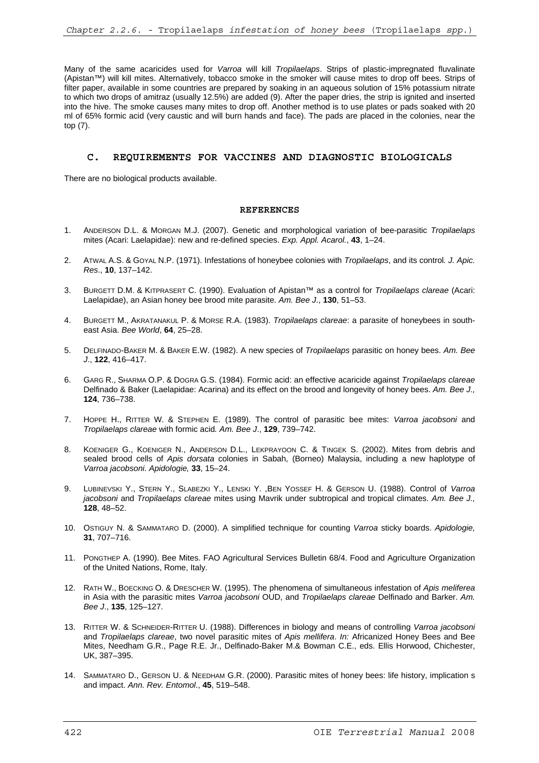Many of the same acaricides used for *Varroa* will kill *Tropilaelaps*. Strips of plastic-impregnated fluvalinate (Apistan™) will kill mites. Alternatively, tobacco smoke in the smoker will cause mites to drop off bees. Strips of filter paper, available in some countries are prepared by soaking in an aqueous solution of 15% potassium nitrate to which two drops of amitraz (usually 12.5%) are added (9). After the paper dries, the strip is ignited and inserted into the hive. The smoke causes many mites to drop off. Another method is to use plates or pads soaked with 20 ml of 65% formic acid (very caustic and will burn hands and face). The pads are placed in the colonies, near the top (7).

## C. REQUIREMENTS FOR VACCINES AND DIAGNOSTIC BIOLOGICALS

There are no biological products available.

### REFERENCES

1. Anderson D.L. & Morgan M.J. (2007). Genetic and morphological variation of bee-parasitic *Tropilaelaps* mites (Acari: Laelapidae): new and re-defined species. *Exp. Appl. Acarol.*, **43**, 1–24.

2. Atwal A.S. & Goyal N.P. (1971). Infestations of honeybee colonies with *Tropilaelaps*, and its control. *J. Apic. Res*., **10**, 137–142.

3. Burgett D.M. & Kitprasert C. (1990). Evaluation of Apistan™ as a control for *Tropilaelaps clareae* (Acari: Laelapidae), an Asian honey bee brood mite parasite. *Am. Bee J*., **130**, 51–53.

4. Burgett M., Akratanakul P. & Morse R.A. (1983). *Tropilaelaps clareae*: a parasite of honeybees in south-east Asia. *Bee World*, **64**, 25–28.

5. Delfinado-Baker M. & Baker E.W. (1982). A new species of *Tropilaelaps* parasitic on honey bees. *Am. Bee J*., **122**, 416–417.

6. Garg R., Sharma O.P. & Dogra G.S. (1984). Formic acid: an effective acaricide against *Tropilaelaps clareae* Delfinado & Baker (Laelapidae: Acarina) and its effect on the brood and longevity of honey bees. *Am. Bee J.,* **124**, 736–738.

7. Hoppe H., Ritter W. & Stephen E. (1989). The control of parasitic bee mites: *Varroa jacobsoni* and *Tropilaelaps clareae* with formic acid. *Am. Bee J*., **129**, 739–742.

8. Koeniger G., Koeniger N., Anderson D.L., Lekprayoon C. & Tingek S. (2002). Mites from debris and sealed brood cells of *Apis dorsata* colonies in Sabah, (Borneo) Malaysia, including a new haplotype of *Varroa jacobsoni*. *Apidologie,* **33**, 15–24.

9. Lubinevski Y., Stern Y., Slabezki Y., Lenski Y. ,Ben Yossef H. & Gerson U. (1988). Control of *Varroa jacobsoni* and *Tropilaelaps clareae* mites using Mavrik under subtropical and tropical climates. *Am. Bee J.,* **128**, 48–52.

10. Ostiguy N. & Sammataro D. (2000). A simplified technique for counting *Varroa* sticky boards. *Apidologie,* **31**, 707–716.

11. Pongthep A. (1990). Bee Mites. FAO Agricultural Services Bulletin 68/4. Food and Agriculture Organization of the United Nations, Rome, Italy.

12. Rath W., Boecking O. & Drescher W. (1995). The phenomena of simultaneous infestation of *Apis meliferea* in Asia with the parasitic mites *Varroa jacobsoni* OUD, and *Tropilaelaps clareae* Delfinado and Barker. *Am. Bee J*., **135**, 125–127.

13. Ritter W. & Schneider-Ritter U. (1988). Differences in biology and means of controlling *Varroa jacobsoni* and *Tropilaelaps clareae*, two novel parasitic mites of *Apis mellifera*. *In:* Africanized Honey Bees and Bee Mites, Needham G.R., Page R.E. Jr., Delfinado-Baker M.& Bowman C.E., eds. Ellis Horwood, Chichester, UK, 387–395.

14. Sammataro D., Gerson U. & Needham G.R. (2000). Parasitic mites of honey bees: life history, implication s and impact. *Ann. Rev. Entomol*., **45**, 519–548.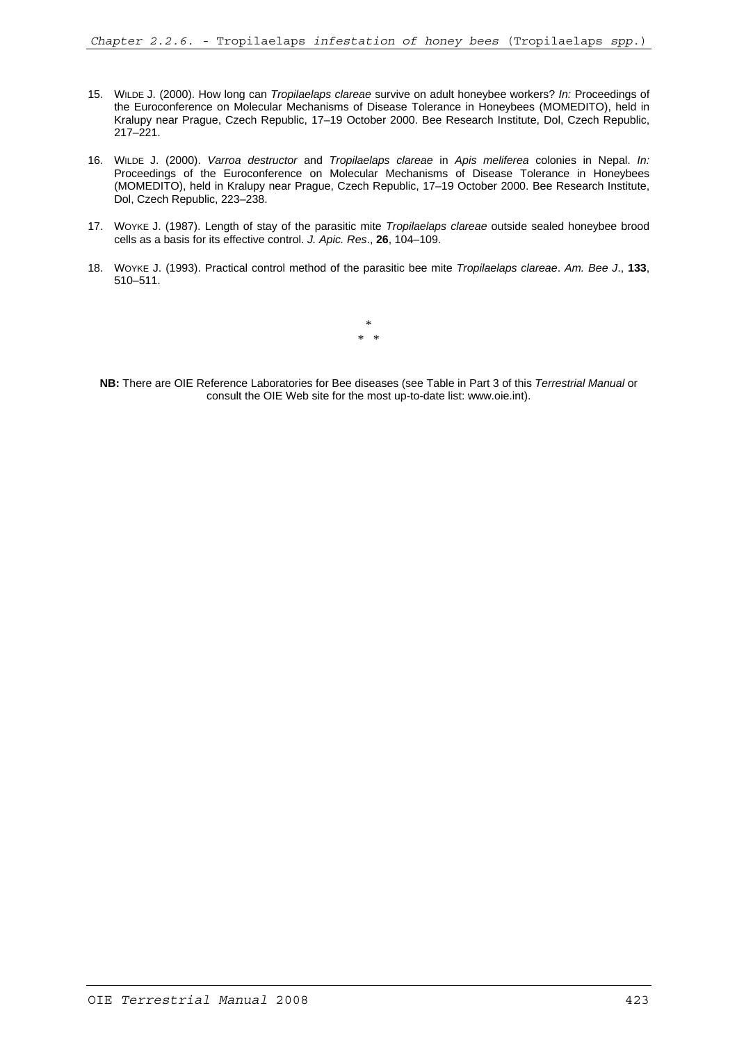15. WILDE J. (2000). How long can *Tropilaelaps clareae* survive on adult honeybee workers? *In:* Proceedings of the Euroconference on Molecular Mechanisms of Disease Tolerance in Honeybees (MOMEDITO), held in Kralupy near Prague, Czech Republic, 17–19 October 2000. Bee Research Institute, Dol, Czech Republic, 217–221.

16. WILDE J. (2000). *Varroa destructor* and *Tropilaelaps clareae* in *Apis meliferea* colonies in Nepal. *In:* Proceedings of the Euroconference on Molecular Mechanisms of Disease Tolerance in Honeybees (MOMEDITO), held in Kralupy near Prague, Czech Republic, 17–19 October 2000. Bee Research Institute, Dol, Czech Republic, 223–238.

17. WOYKE J. (1987). Length of stay of the parasitic mite *Tropilaelaps clareae* outside sealed honeybee brood cells as a basis for its effective control. *J. Apic. Res*., **26**, 104–109.

18. WOYKE J. (1993). Practical control method of the parasitic bee mite *Tropilaelaps clareae*. *Am. Bee J*., **133**, 510–511.

\*

\* \*

**NB:** There are OIE Reference Laboratories for Bee diseases (see Table in Part 3 of this *Terrestrial Manual* or consult the OIE Web site for the most up-to-date list: www.oie.int).